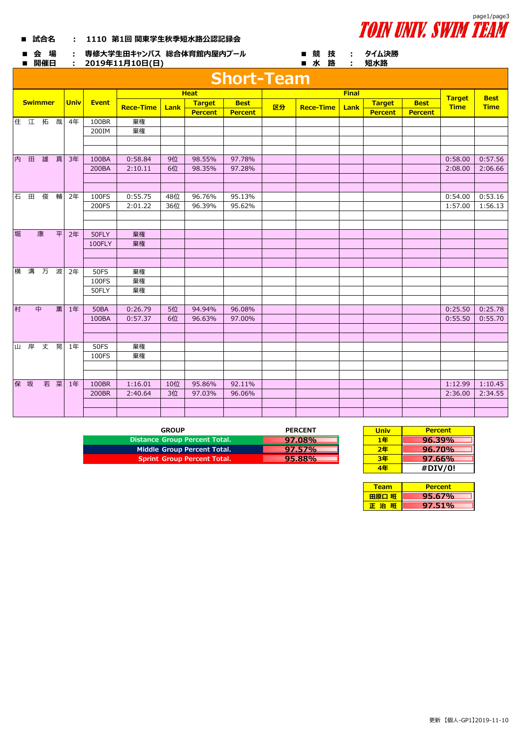TOIN UNIV. SWIM TEAM

■ 試合名 : 1110 第1回 関東学生秋季短水路公認記録会

■ 会 場 : 専修大学生田キャンパス 総合体育館内屋内プール　■ 競 技 : タイム決勝

■ 開催日 : 2019年11月10日(日)　■ 水 路 : 短水路

# Short-Team

| Swimmer | Univ | Event | Heat | | | | Final | | | | | Target Time | Best Time |
|---|---|---|---|---|---|---|---|---|---|---|---|---|---|
| | | | Rece-Time | Lank | Target Percent | Best Percent | 区分 | Rece-Time | Lank | Target Percent | Best Percent | | |
| 住 江 拓 哉 | 4年 | 100BR | 棄権 | | | | | | | | | | |
| | | 200IM | 棄権 | | | | | | | | | | |
| 内 田 雄 真 | 3年 | 100BA | 0:58.84 | 9位 | 98.55% | 97.78% | | | | | | 0:58.00 | 0:57.56 |
| | | 200BA | 2:10.11 | 6位 | 98.35% | 97.28% | | | | | | 2:08.00 | 2:06.66 |
| 石 田 俊 輔 | 2年 | 100FS | 0:55.75 | 48位 | 96.76% | 95.13% | | | | | | 0:54.00 | 0:53.16 |
| | | 200FS | 2:01.22 | 36位 | 96.39% | 95.62% | | | | | | 1:57.00 | 1:56.13 |
| 堀 康 平 | 2年 | 50FLY | 棄権 | | | | | | | | | | |
| | | 100FLY | 棄権 | | | | | | | | | | |
| 横 溝 万 波 | 2年 | 50FS | 棄権 | | | | | | | | | | |
| | | 100FS | 棄権 | | | | | | | | | | |
| | | 50FLY | 棄権 | | | | | | | | | | |
| 村 中 薫 | 1年 | 50BA | 0:26.79 | 5位 | 94.94% | 96.08% | | | | | | 0:25.50 | 0:25.78 |
| | | 100BA | 0:57.37 | 6位 | 96.63% | 97.00% | | | | | | 0:55.50 | 0:55.70 |
| 山 岸 丈 晃 | 1年 | 50FS | 棄権 | | | | | | | | | | |
| | | 100FS | 棄権 | | | | | | | | | | |
| 保 坂 若 菜 | 1年 | 100BR | 1:16.01 | 10位 | 95.86% | 92.11% | | | | | | 1:12.99 | 1:10.45 |
| | | 200BR | 2:40.64 | 3位 | 97.03% | 96.06% | | | | | | 2:36.00 | 2:34.55 |

| GROUP | PERCENT |
|---|---|
| Distance Group Percent Total. | 97.08% |
| Middle Group Percent Total. | 97.57% |
| Sprint Group Percent Total. | 95.88% |

| Univ | Percent |
|---|---|
| 1年 | 96.39% |
| 2年 | 96.70% |
| 3年 | 97.66% |
| 4年 | #DIV/0! |

| Team | Percent |
|---|---|
| 田原口 班 | 95.67% |
| 正 治 班 | 97.51% |

更新【個人-GP1】2019-11-10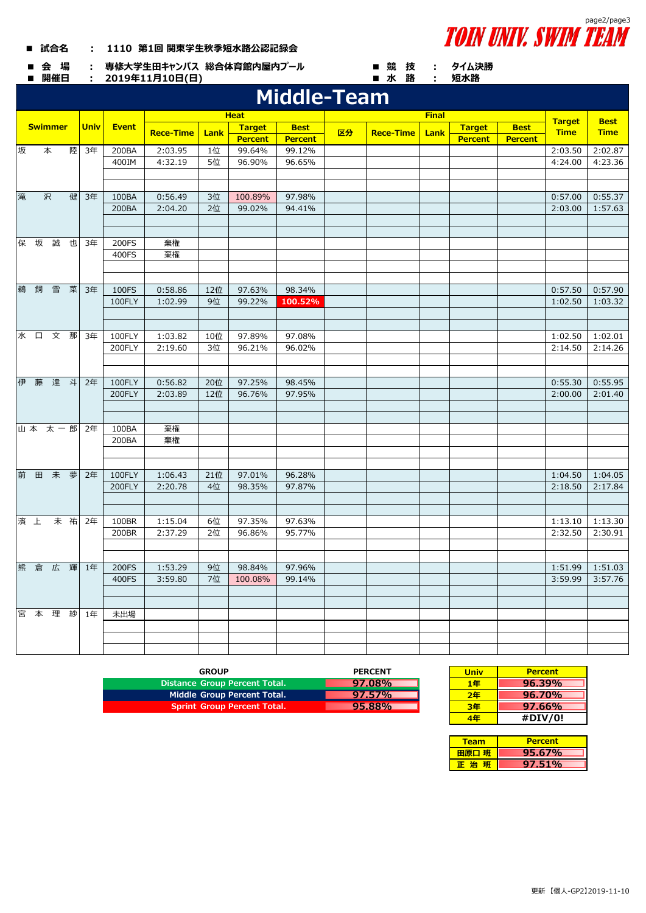TOIN UNIV. SWIM TEAM

- **試合名** ： 1110 第1回 関東学生秋季短水路公認記録会
- **会 場** ： 専修大学生田キャンパス 総合体育館内屋内プール
- **開催日** ： 2019年11月10日(日)
- **競 技** ： タイム決勝
- **水 路** ： 短水路

# Middle-Team

| Swimmer | Univ | Event | Heat | | | | Final | | | | | Target Time | Best Time |
|---|---|---|---|---|---|---|---|---|---|---|---|---|---|
| | | | Rece-Time | Lank | Target Percent | Best Percent | 区分 | Rece-Time | Lank | Target Percent | Best Percent | | |
| 坂 本 陸 | 3年 | 200BA | 2:03.95 | 1位 | 99.64% | 99.12% | | | | | | 2:03.50 | 2:02.87 |
| | | 400IM | 4:32.19 | 5位 | 96.90% | 96.65% | | | | | | 4:24.00 | 4:23.36 |
| 滝 沢 健 | 3年 | 100BA | 0:56.49 | 3位 | 100.89% | 97.98% | | | | | | 0:57.00 | 0:55.37 |
| | | 200BA | 2:04.20 | 2位 | 99.02% | 94.41% | | | | | | 2:03.00 | 1:57.63 |
| 保 坂 誠 也 | 3年 | 200FS | 棄権 | | | | | | | | | | |
| | | 400FS | 棄権 | | | | | | | | | | |
| 鵜 飼 雪 菜 | 3年 | 100FS | 0:58.86 | 12位 | 97.63% | 98.34% | | | | | | 0:57.50 | 0:57.90 |
| | | 100FLY | 1:02.99 | 9位 | 99.22% | 100.52% | | | | | | 1:02.50 | 1:03.32 |
| 水 口 文 那 | 3年 | 100FLY | 1:03.82 | 10位 | 97.89% | 97.08% | | | | | | 1:02.50 | 1:02.01 |
| | | 200FLY | 2:19.60 | 3位 | 96.21% | 96.02% | | | | | | 2:14.50 | 2:14.26 |
| 伊 藤 達 斗 | 2年 | 100FLY | 0:56.82 | 20位 | 97.25% | 98.45% | | | | | | 0:55.30 | 0:55.95 |
| | | 200FLY | 2:03.89 | 12位 | 96.76% | 97.95% | | | | | | 2:00.00 | 2:01.40 |
| 山 本 太 一 郎 | 2年 | 100BA | 棄権 | | | | | | | | | | |
| | | 200BA | 棄権 | | | | | | | | | | |
| 前 田 未 夢 | 2年 | 100FLY | 1:06.43 | 21位 | 97.01% | 96.28% | | | | | | 1:04.50 | 1:04.05 |
| | | 200FLY | 2:20.78 | 4位 | 98.35% | 97.87% | | | | | | 2:18.50 | 2:17.84 |
| 濱 上 末 祐 | 2年 | 100BR | 1:15.04 | 6位 | 97.35% | 97.63% | | | | | | 1:13.10 | 1:13.30 |
| | | 200BR | 2:37.29 | 2位 | 96.86% | 95.77% | | | | | | 2:32.50 | 2:30.91 |
| 熊 倉 広 輝 | 1年 | 200FS | 1:53.29 | 9位 | 98.84% | 97.96% | | | | | | 1:51.99 | 1:51.03 |
| | | 400FS | 3:59.80 | 7位 | 100.08% | 99.14% | | | | | | 3:59.99 | 3:57.76 |
| 宮 本 理 紗 | 1年 | 未出場 | | | | | | | | | | | |

| GROUP | PERCENT |
|---|---|
| Distance Group Percent Total. | 97.08% |
| Middle Group Percent Total. | 97.57% |
| Sprint Group Percent Total. | 95.88% |

| Univ | Percent |
|---|---|
| 1年 | 96.39% |
| 2年 | 96.70% |
| 3年 | 97.66% |
| 4年 | #DIV/0! |

| Team | Percent |
|---|---|
| 田原口 班 | 95.67% |
| 正 治 班 | 97.51% |

更新 【個人-GP2】2019-11-10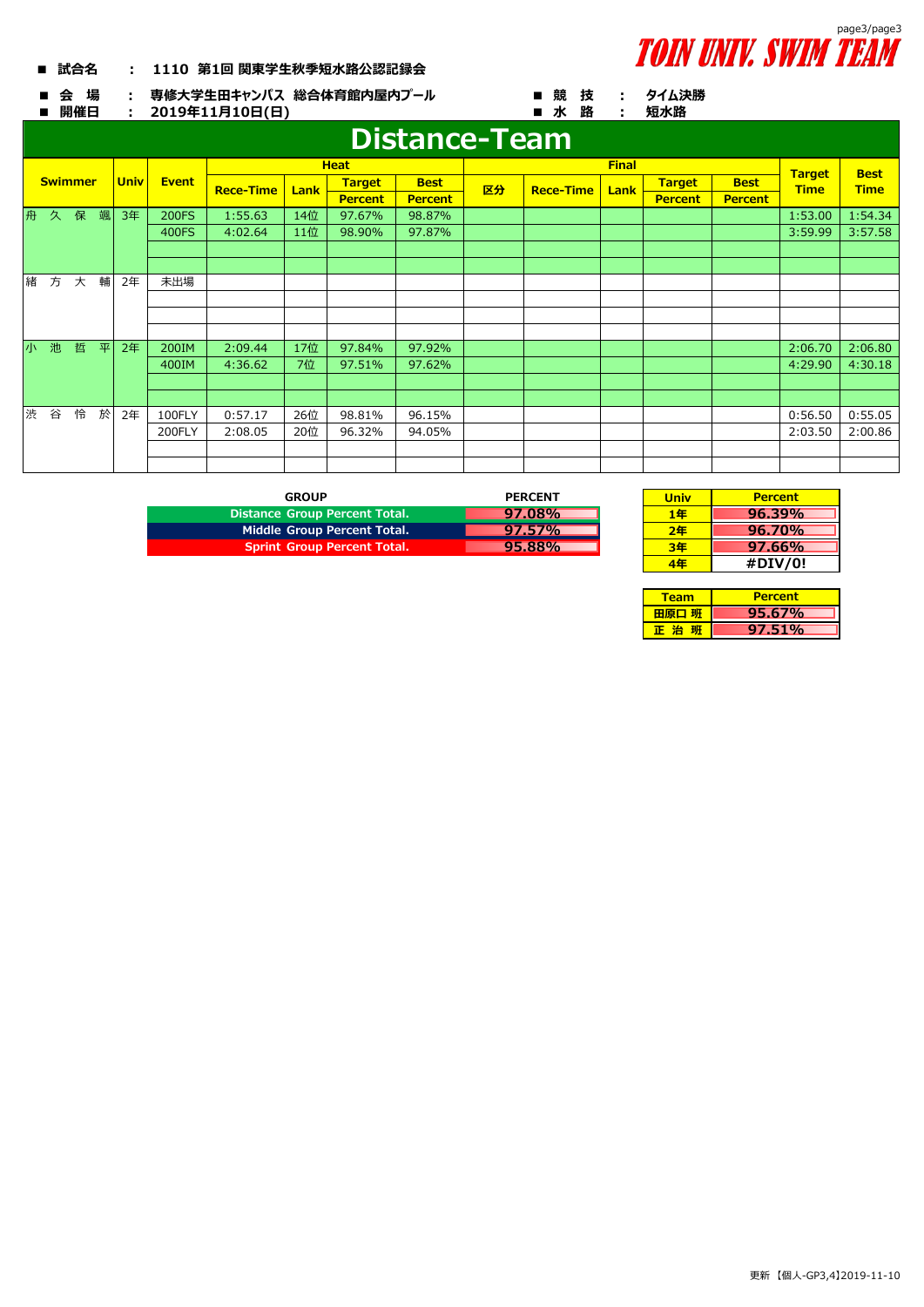TOIN UNIV. SWIM TEAM

■ 試合名　：　1110 第1回 関東学生秋季短水路公認記録会

■ 会　場　：　専修大学生田キャンパス 総合体育館内屋内プール　　■ 競　技　：　タイム決勝

■ 開催日　：　2019年11月10日(日)　　■ 水　路　：　短水路

# Distance-Team

| Swimmer | Univ | Event | Heat | | | | Final | | | | | Target Time | Best Time |
|---|---|---|---|---|---|---|---|---|---|---|---|---|---|
| | | | Rece-Time | Lank | Target Percent | Best Percent | 区分 | Rece-Time | Lank | Target Percent | Best Percent | | |
| 舟 久 保 颯 | 3年 | 200FS | 1:55.63 | 14位 | 97.67% | 98.87% | | | | | | 1:53.00 | 1:54.34 |
| | | 400FS | 4:02.64 | 11位 | 98.90% | 97.87% | | | | | | 3:59.99 | 3:57.58 |
| | | | | | | | | | | | | | |
| | | | | | | | | | | | | | |
| 緒 方 大 輔 | 2年 | 未出場 | | | | | | | | | | | |
| | | | | | | | | | | | | | |
| | | | | | | | | | | | | | |
| | | | | | | | | | | | | | |
| 小 池 哲 平 | 2年 | 200IM | 2:09.44 | 17位 | 97.84% | 97.92% | | | | | | 2:06.70 | 2:06.80 |
| | | 400IM | 4:36.62 | 7位 | 97.51% | 97.62% | | | | | | 4:29.90 | 4:30.18 |
| | | | | | | | | | | | | | |
| | | | | | | | | | | | | | |
| 渋 谷 怜 於 | 2年 | 100FLY | 0:57.17 | 26位 | 98.81% | 96.15% | | | | | | 0:56.50 | 0:55.05 |
| | | 200FLY | 2:08.05 | 20位 | 96.32% | 94.05% | | | | | | 2:03.50 | 2:00.86 |
| | | | | | | | | | | | | | |
| | | | | | | | | | | | | | |

| GROUP | PERCENT |
|---|---|
| Distance Group Percent Total. | 97.08% |
| Middle Group Percent Total. | 97.57% |
| Sprint Group Percent Total. | 95.88% |

| Univ | Percent |
|---|---|
| 1年 | 96.39% |
| 2年 | 96.70% |
| 3年 | 97.66% |
| 4年 | #DIV/0! |

| Team | Percent |
|---|---|
| 田原口 班 | 95.67% |
| 正 治 班 | 97.51% |

更新 【個人-GP3,4】2019-11-10